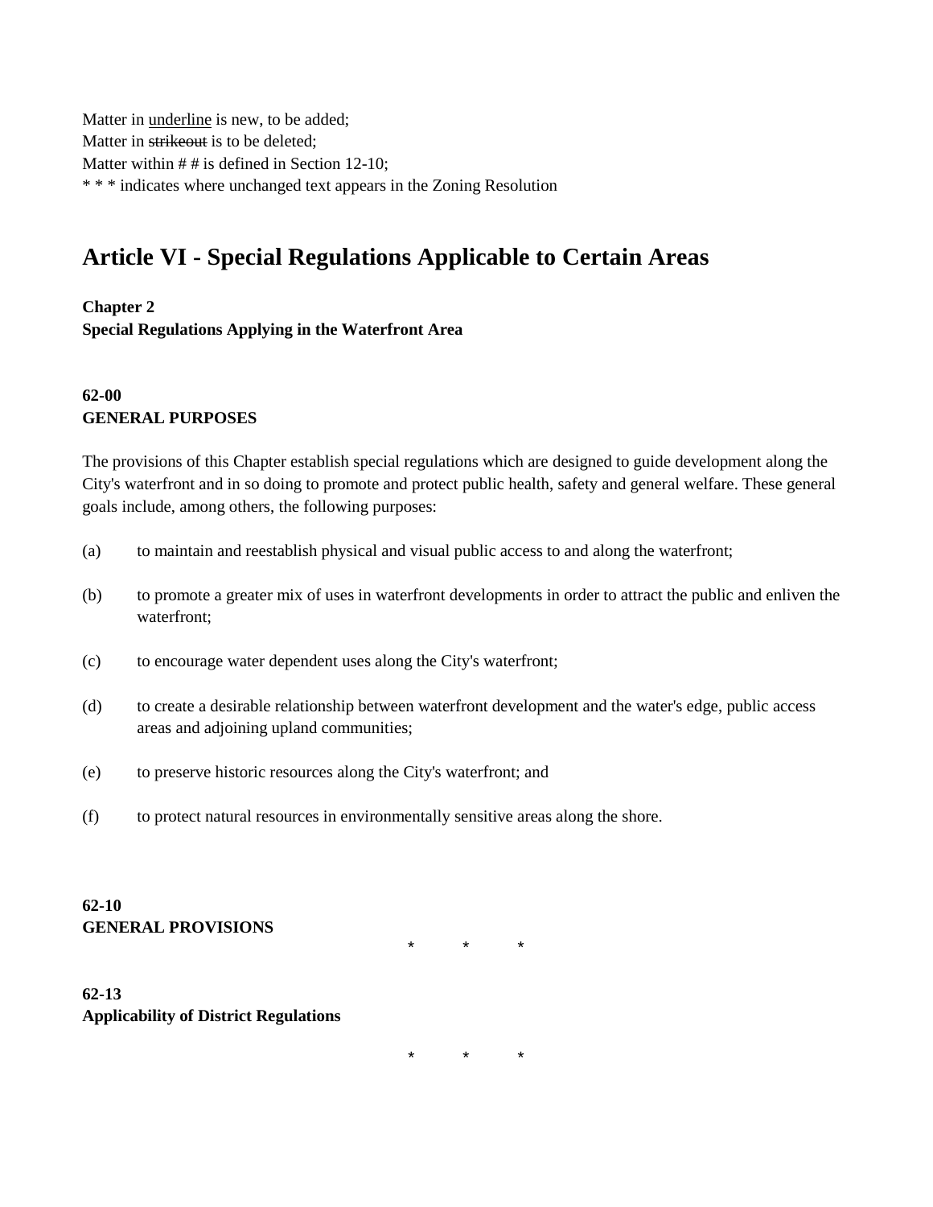Matter in <u>underline</u> is new, to be added;
Matter in ~~strikeout~~ is to be deleted;
Matter within # # is defined in Section 12-10;
* * * indicates where unchanged text appears in the Zoning Resolution

# Article VI - Special Regulations Applicable to Certain Areas

**Chapter 2**
**Special Regulations Applying in the Waterfront Area**

**62-00**
**GENERAL PURPOSES**

The provisions of this Chapter establish special regulations which are designed to guide development along the City's waterfront and in so doing to promote and protect public health, safety and general welfare. These general goals include, among others, the following purposes:

(a) to maintain and reestablish physical and visual public access to and along the waterfront;

(b) to promote a greater mix of uses in waterfront developments in order to attract the public and enliven the waterfront;

(c) to encourage water dependent uses along the City's waterfront;

(d) to create a desirable relationship between waterfront development and the water's edge, public access areas and adjoining upland communities;

(e) to preserve historic resources along the City's waterfront; and

(f) to protect natural resources in environmentally sensitive areas along the shore.

**62-10**
**GENERAL PROVISIONS**

\* \* \*

**62-13**
**Applicability of District Regulations**

\* \* \*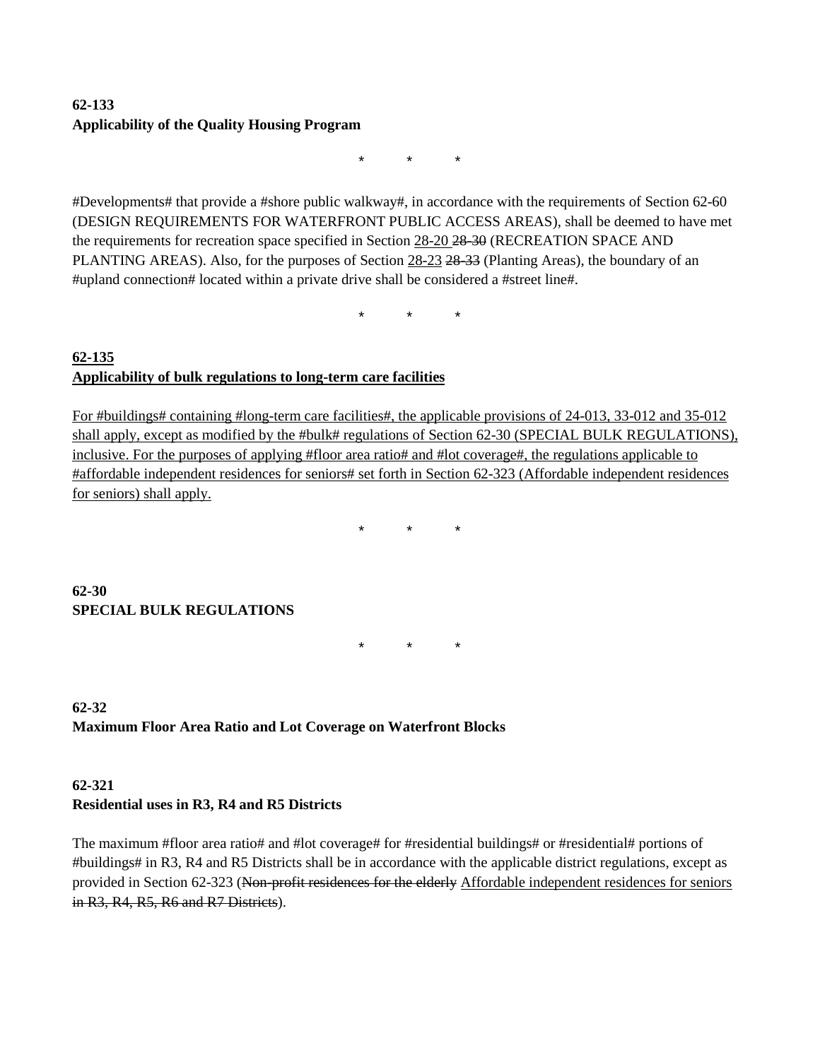**62-133**
**Applicability of the Quality Housing Program**

\*         \*         \*

#Developments# that provide a #shore public walkway#, in accordance with the requirements of Section 62-60 (DESIGN REQUIREMENTS FOR WATERFRONT PUBLIC ACCESS AREAS), shall be deemed to have met the requirements for recreation space specified in Section <u>28-20</u> ~~28-30~~ (RECREATION SPACE AND PLANTING AREAS). Also, for the purposes of Section <u>28-23</u> ~~28-33~~ (Planting Areas), the boundary of an #upland connection# located within a private drive shall be considered a #street line#.

\*         \*         \*

<u>**62-135**</u>
<u>**Applicability of bulk regulations to long-term care facilities**</u>

<u>For #buildings# containing #long-term care facilities#, the applicable provisions of 24-013, 33-012 and 35-012 shall apply, except as modified by the #bulk# regulations of Section 62-30 (SPECIAL BULK REGULATIONS), inclusive. For the purposes of applying #floor area ratio# and #lot coverage#, the regulations applicable to #affordable independent residences for seniors# set forth in Section 62-323 (Affordable independent residences for seniors) shall apply.</u>

\*         \*         \*

**62-30**
**SPECIAL BULK REGULATIONS**

\*         \*         \*

**62-32**
**Maximum Floor Area Ratio and Lot Coverage on Waterfront Blocks**

**62-321**
**Residential uses in R3, R4 and R5 Districts**

The maximum #floor area ratio# and #lot coverage# for #residential buildings# or #residential# portions of #buildings# in R3, R4 and R5 Districts shall be in accordance with the applicable district regulations, except as provided in Section 62-323 (~~Non-profit residences for the elderly~~ <u>Affordable independent residences for seniors</u> ~~in R3, R4, R5, R6 and R7 Districts~~).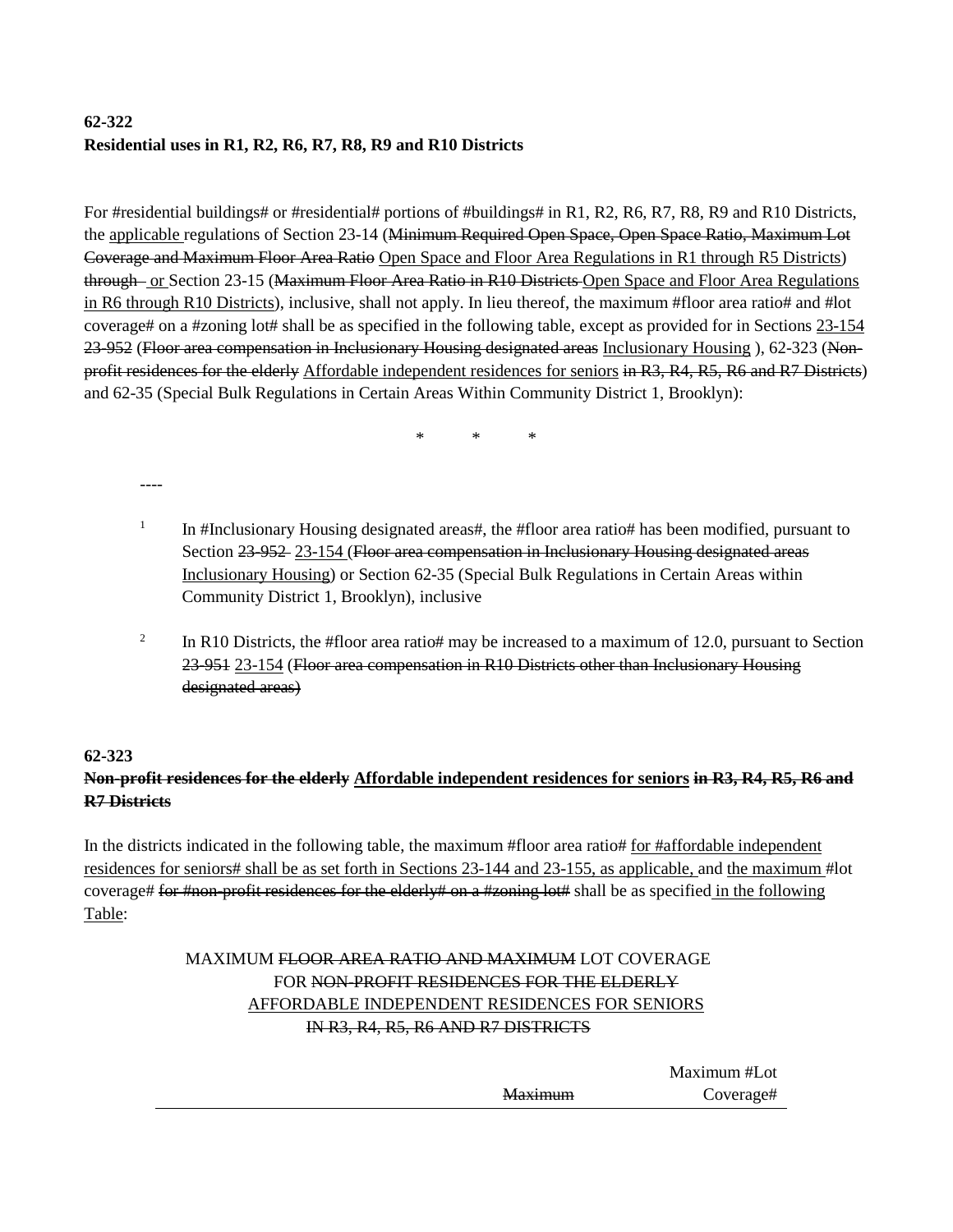**62-322**
**Residential uses in R1, R2, R6, R7, R8, R9 and R10 Districts**

For #residential buildings# or #residential# portions of #buildings# in R1, R2, R6, R7, R8, R9 and R10 Districts, the applicable regulations of Section 23-14 (~~Minimum Required Open Space, Open Space Ratio, Maximum Lot Coverage and Maximum Floor Area Ratio~~ Open Space and Floor Area Regulations in R1 through R5 Districts) ~~through~~ or Section 23-15 (~~Maximum Floor Area Ratio in R10 Districts~~ Open Space and Floor Area Regulations in R6 through R10 Districts), inclusive, shall not apply. In lieu thereof, the maximum #floor area ratio# and #lot coverage# on a #zoning lot# shall be as specified in the following table, except as provided for in Sections 23-154 ~~23-952~~ (~~Floor area compensation in Inclusionary Housing designated areas~~ Inclusionary Housing ), 62-323 (~~Non-profit residences for the elderly~~ Affordable independent residences for seniors ~~in R3, R4, R5, R6 and R7 Districts~~) and 62-35 (Special Bulk Regulations in Certain Areas Within Community District 1, Brooklyn):

\*        \*        \*

----

[1] In #Inclusionary Housing designated areas#, the #floor area ratio# has been modified, pursuant to Section ~~23-952~~ 23-154 (~~Floor area compensation in Inclusionary Housing designated areas~~ Inclusionary Housing) or Section 62-35 (Special Bulk Regulations in Certain Areas within Community District 1, Brooklyn), inclusive

[2] In R10 Districts, the #floor area ratio# may be increased to a maximum of 12.0, pursuant to Section ~~23-951~~ 23-154 (~~Floor area compensation in R10 Districts other than Inclusionary Housing designated areas)~~

**62-323**
**~~Non-profit residences for the elderly~~ Affordable independent residences for seniors ~~in R3, R4, R5, R6 and R7 Districts~~**

In the districts indicated in the following table, the maximum #floor area ratio# for #affordable independent residences for seniors# shall be as set forth in Sections 23-144 and 23-155, as applicable, and the maximum #lot coverage# ~~for #non-profit residences for the elderly# on a #zoning lot#~~ shall be as specified in the following Table:

MAXIMUM ~~FLOOR AREA RATIO AND MAXIMUM~~ LOT COVERAGE FOR ~~NON-PROFIT RESIDENCES FOR THE ELDERLY~~ AFFORDABLE INDEPENDENT RESIDENCES FOR SENIORS ~~IN R3, R4, R5, R6 AND R7 DISTRICTS~~

| | ~~Maximum~~ | Maximum #Lot Coverage# |
|---|---|---|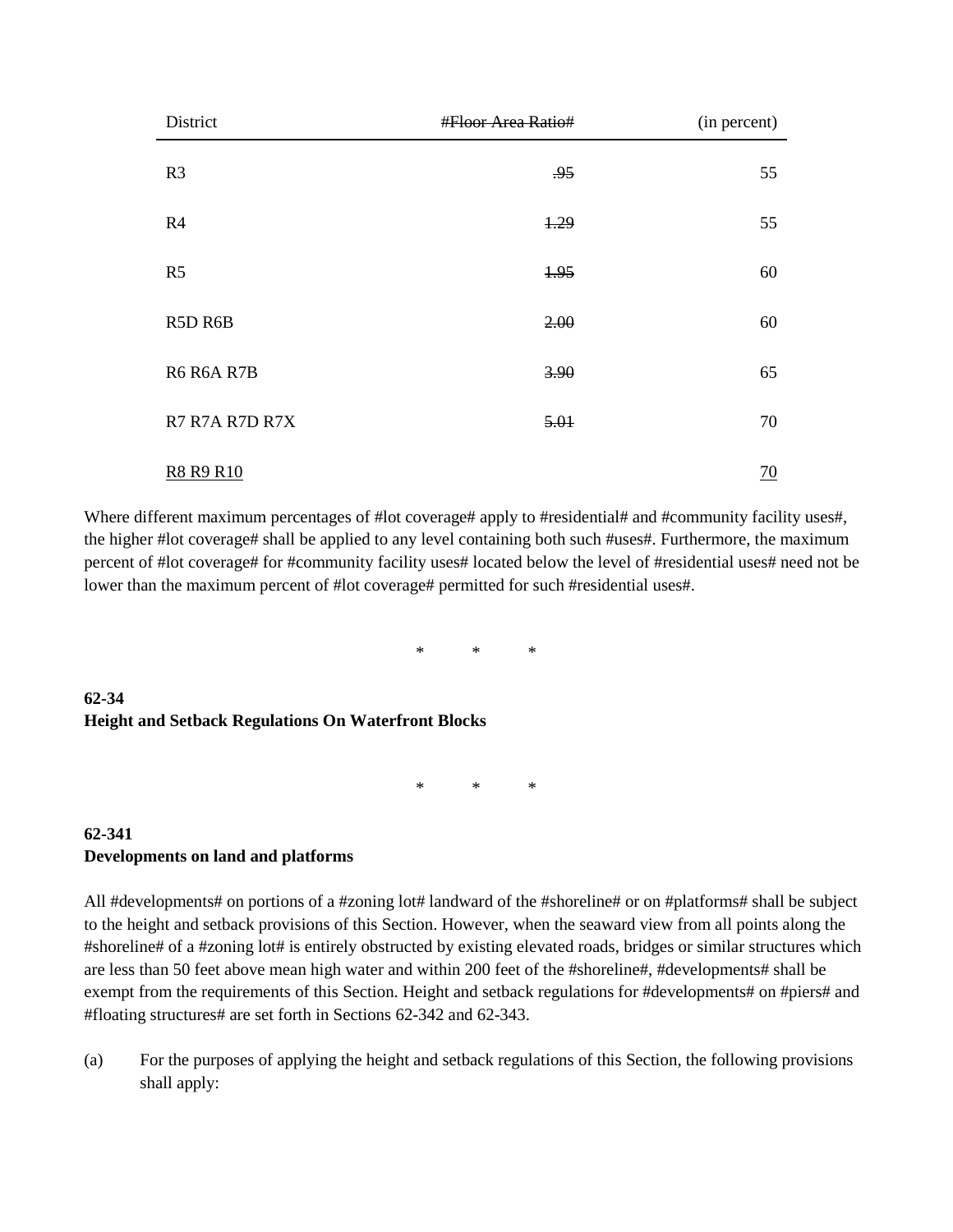| District | ~~#Floor Area Ratio#~~ | (in percent) |
|---|---|---|
| R3 | ~~.95~~ | 55 |
| R4 | ~~1.29~~ | 55 |
| R5 | ~~1.95~~ | 60 |
| R5D R6B | ~~2.00~~ | 60 |
| R6 R6A R7B | ~~3.90~~ | 65 |
| R7 R7A R7D R7X | ~~5.01~~ | 70 |
| <u>R8 R9 R10</u> | | <u>70</u> |

Where different maximum percentages of #lot coverage# apply to #residential# and #community facility uses#, the higher #lot coverage# shall be applied to any level containing both such #uses#. Furthermore, the maximum percent of #lot coverage# for #community facility uses# located below the level of #residential uses# need not be lower than the maximum percent of #lot coverage# permitted for such #residential uses#.

\* \* \*

**62-34**
**Height and Setback Regulations On Waterfront Blocks**

\* \* \*

**62-341**
**Developments on land and platforms**

All #developments# on portions of a #zoning lot# landward of the #shoreline# or on #platforms# shall be subject to the height and setback provisions of this Section. However, when the seaward view from all points along the #shoreline# of a #zoning lot# is entirely obstructed by existing elevated roads, bridges or similar structures which are less than 50 feet above mean high water and within 200 feet of the #shoreline#, #developments# shall be exempt from the requirements of this Section. Height and setback regulations for #developments# on #piers# and #floating structures# are set forth in Sections 62-342 and 62-343.

(a) For the purposes of applying the height and setback regulations of this Section, the following provisions shall apply: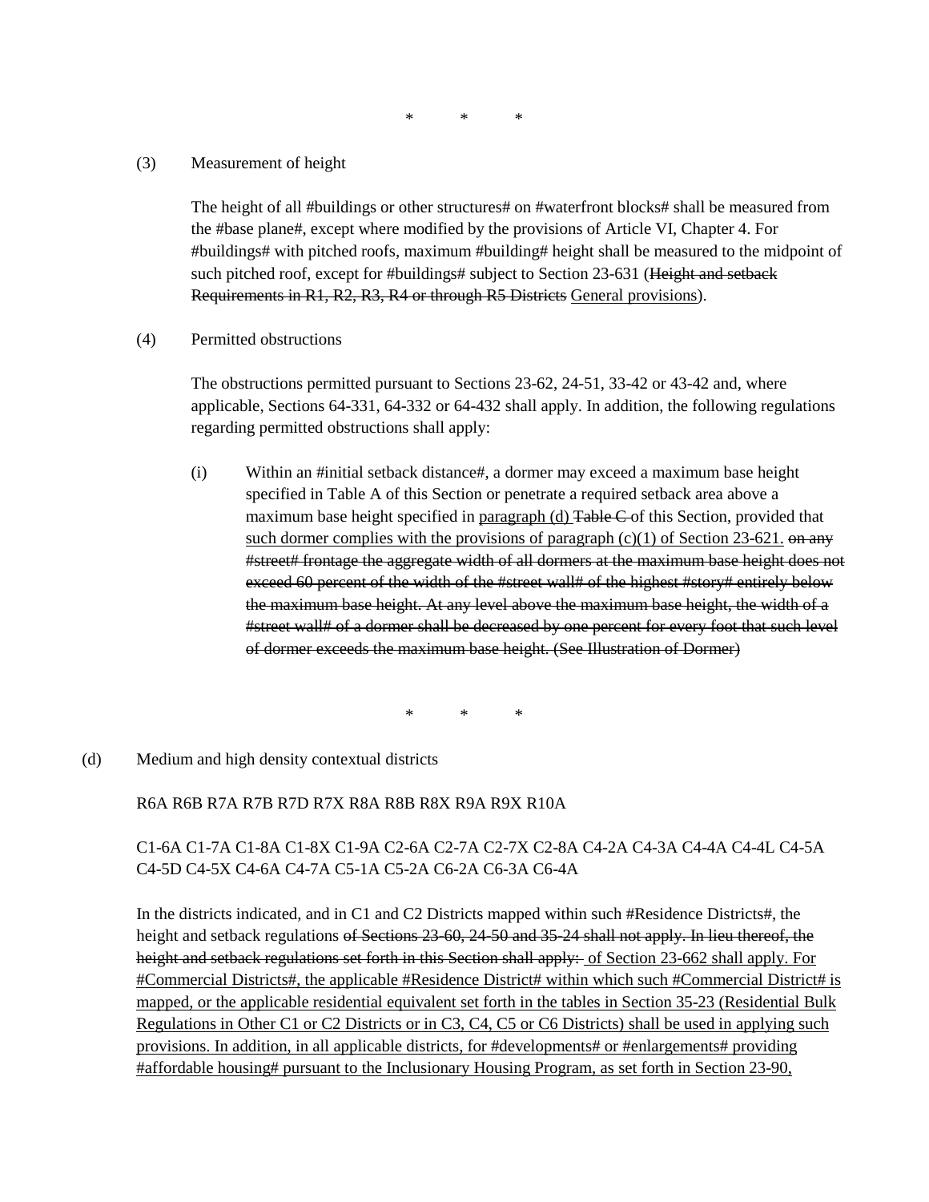\*     \*     \*

(3) Measurement of height

The height of all #buildings or other structures# on #waterfront blocks# shall be measured from the #base plane#, except where modified by the provisions of Article VI, Chapter 4. For #buildings# with pitched roofs, maximum #building# height shall be measured to the midpoint of such pitched roof, except for #buildings# subject to Section 23-631 (~~Height and setback Requirements in R1, R2, R3, R4 or through R5 Districts~~ <u>General provisions</u>).

(4) Permitted obstructions

The obstructions permitted pursuant to Sections 23-62, 24-51, 33-42 or 43-42 and, where applicable, Sections 64-331, 64-332 or 64-432 shall apply. In addition, the following regulations regarding permitted obstructions shall apply:

(i) Within an #initial setback distance#, a dormer may exceed a maximum base height specified in Table A of this Section or penetrate a required setback area above a maximum base height specified in <u>paragraph (d)</u> ~~Table C~~ of this Section, provided that <u>such dormer complies with the provisions of paragraph (c)(1) of Section 23-621.</u> ~~on any #street# frontage the aggregate width of all dormers at the maximum base height does not exceed 60 percent of the width of the #street wall# of the highest #story# entirely below the maximum base height. At any level above the maximum base height, the width of a #street wall# of a dormer shall be decreased by one percent for every foot that such level of dormer exceeds the maximum base height. (See Illustration of Dormer)~~

\*     \*     \*

(d) Medium and high density contextual districts

R6A R6B R7A R7B R7D R7X R8A R8B R8X R9A R9X R10A

C1-6A C1-7A C1-8A C1-8X C1-9A C2-6A C2-7A C2-7X C2-8A C4-2A C4-3A C4-4A C4-4L C4-5A C4-5D C4-5X C4-6A C4-7A C5-1A C5-2A C6-2A C6-3A C6-4A

In the districts indicated, and in C1 and C2 Districts mapped within such #Residence Districts#, the height and setback regulations ~~of Sections 23-60, 24-50 and 35-24 shall not apply. In lieu thereof, the height and setback regulations set forth in this Section shall apply:~~ <u>of Section 23-662 shall apply. For #Commercial Districts#, the applicable #Residence District# within which such #Commercial District# is mapped, or the applicable residential equivalent set forth in the tables in Section 35-23 (Residential Bulk Regulations in Other C1 or C2 Districts or in C3, C4, C5 or C6 Districts) shall be used in applying such provisions. In addition, in all applicable districts, for #developments# or #enlargements# providing #affordable housing# pursuant to the Inclusionary Housing Program, as set forth in Section 23-90,</u>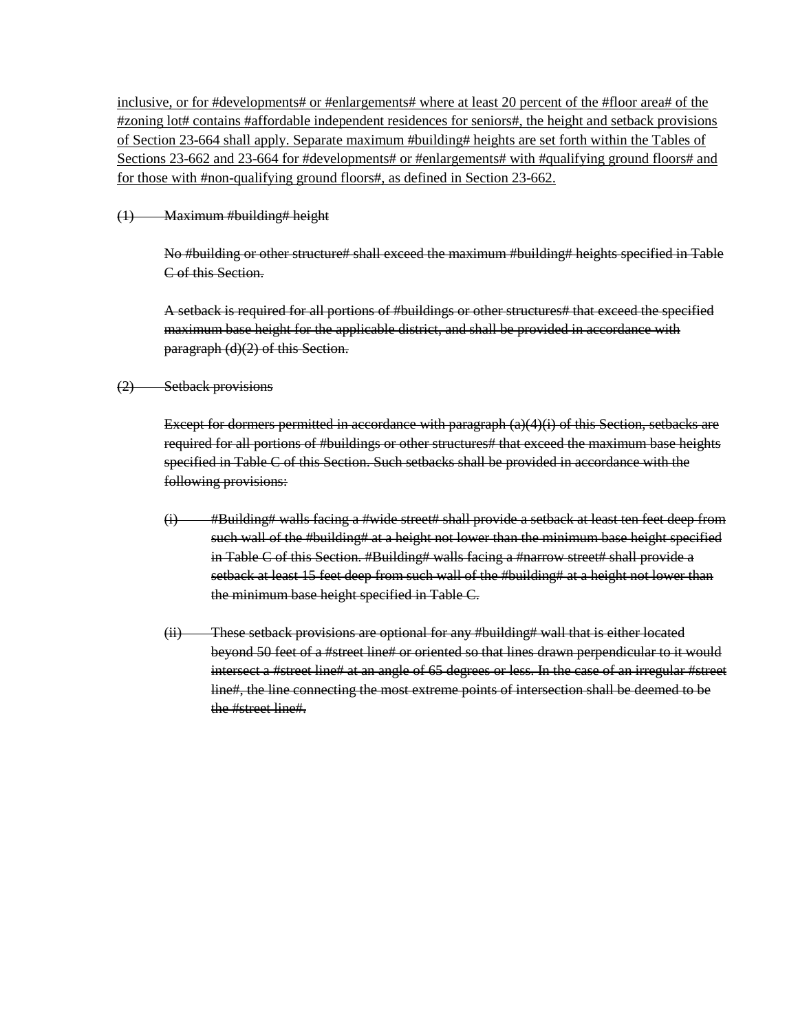<u>inclusive, or for #developments# or #enlargements# where at least 20 percent of the #floor area# of the #zoning lot# contains #affordable independent residences for seniors#, the height and setback provisions of Section 23-664 shall apply. Separate maximum #building# heights are set forth within the Tables of Sections 23-662 and 23-664 for #developments# or #enlargements# with #qualifying ground floors# and for those with #non-qualifying ground floors#, as defined in Section 23-662.</u>

~~(1) Maximum #building# height~~

~~No #building or other structure# shall exceed the maximum #building# heights specified in Table C of this Section.~~

~~A setback is required for all portions of #buildings or other structures# that exceed the specified maximum base height for the applicable district, and shall be provided in accordance with paragraph (d)(2) of this Section.~~

~~(2) Setback provisions~~

~~Except for dormers permitted in accordance with paragraph (a)(4)(i) of this Section, setbacks are required for all portions of #buildings or other structures# that exceed the maximum base heights specified in Table C of this Section. Such setbacks shall be provided in accordance with the following provisions:~~

~~(i) #Building# walls facing a #wide street# shall provide a setback at least ten feet deep from such wall of the #building# at a height not lower than the minimum base height specified in Table C of this Section. #Building# walls facing a #narrow street# shall provide a setback at least 15 feet deep from such wall of the #building# at a height not lower than the minimum base height specified in Table C.~~

~~(ii) These setback provisions are optional for any #building# wall that is either located beyond 50 feet of a #street line# or oriented so that lines drawn perpendicular to it would intersect a #street line# at an angle of 65 degrees or less. In the case of an irregular #street line#, the line connecting the most extreme points of intersection shall be deemed to be the #street line#.~~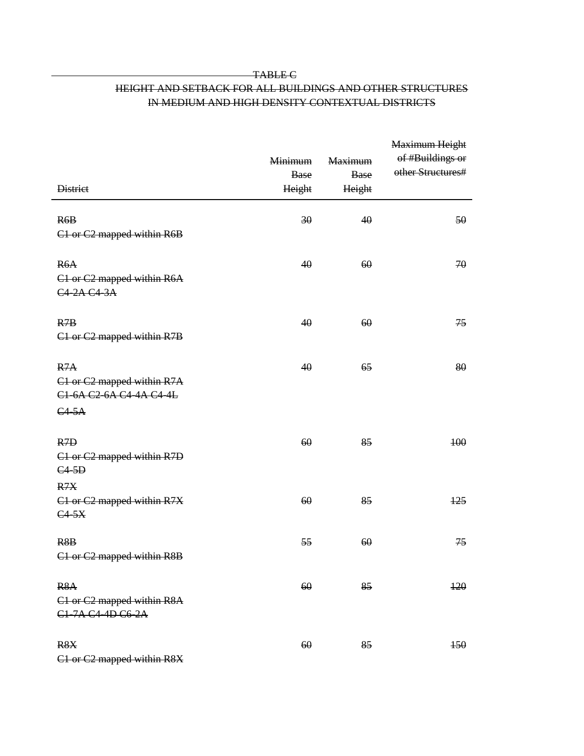~~TABLE C~~

~~HEIGHT AND SETBACK FOR ALL BUILDINGS AND OTHER STRUCTURES IN MEDIUM AND HIGH DENSITY CONTEXTUAL DISTRICTS~~

| ~~District~~ | ~~Minimum Base Height~~ | ~~Maximum Base Height~~ | ~~Maximum Height of #Buildings or other Structures#~~ |
|---|---|---|---|
| ~~R6B~~<br>~~C1 or C2 mapped within R6B~~ | ~~30~~ | ~~40~~ | ~~50~~ |
| ~~R6A~~<br>~~C1 or C2 mapped within R6A~~<br>~~C4-2A C4-3A~~ | ~~40~~ | ~~60~~ | ~~70~~ |
| ~~R7B~~<br>~~C1 or C2 mapped within R7B~~ | ~~40~~ | ~~60~~ | ~~75~~ |
| ~~R7A~~<br>~~C1 or C2 mapped within R7A~~<br>~~C1-6A C2-6A C4-4A C4-4L~~<br>~~C4-5A~~ | ~~40~~ | ~~65~~ | ~~80~~ |
| ~~R7D~~<br>~~C1 or C2 mapped within R7D~~<br>~~C4-5D~~ | ~~60~~ | ~~85~~ | ~~100~~ |
| ~~R7X~~<br>~~C1 or C2 mapped within R7X~~<br>~~C4-5X~~ | ~~60~~ | ~~85~~ | ~~125~~ |
| ~~R8B~~<br>~~C1 or C2 mapped within R8B~~ | ~~55~~ | ~~60~~ | ~~75~~ |
| ~~R8A~~<br>~~C1 or C2 mapped within R8A~~<br>~~C1-7A C4-4D C6-2A~~ | ~~60~~ | ~~85~~ | ~~120~~ |
| ~~R8X~~<br>~~C1 or C2 mapped within R8X~~ | ~~60~~ | ~~85~~ | ~~150~~ |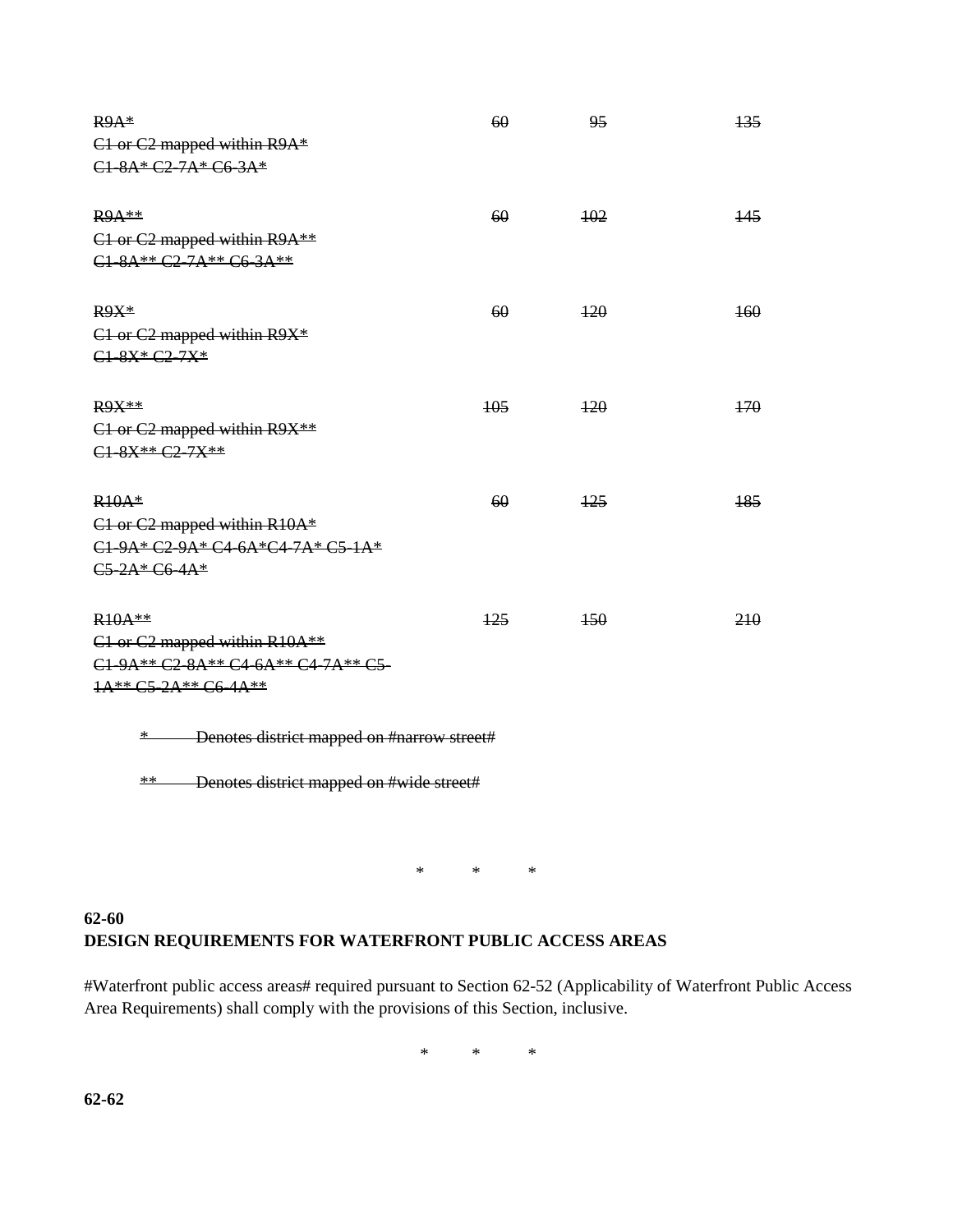| | | | |
|---|---|---|---|
| ~~R9A*~~<br>~~C1 or C2 mapped within R9A*~~<br>~~C1-8A* C2-7A* C6-3A*~~ | ~~60~~ | ~~95~~ | ~~135~~ |
| ~~R9A**~~<br>~~C1 or C2 mapped within R9A**~~<br>~~C1-8A** C2-7A** C6-3A**~~ | ~~60~~ | ~~102~~ | ~~145~~ |
| ~~R9X*~~<br>~~C1 or C2 mapped within R9X*~~<br>~~C1-8X* C2-7X*~~ | ~~60~~ | ~~120~~ | ~~160~~ |
| ~~R9X**~~<br>~~C1 or C2 mapped within R9X**~~<br>~~C1-8X** C2-7X**~~ | ~~105~~ | ~~120~~ | ~~170~~ |
| ~~R10A*~~<br>~~C1 or C2 mapped within R10A*~~<br>~~C1-9A* C2-9A* C4-6A*C4-7A* C5-1A* C5-2A* C6-4A*~~ | ~~60~~ | ~~125~~ | ~~185~~ |
| ~~R10A**~~<br>~~C1 or C2 mapped within R10A**~~<br>~~C1-9A** C2-8A** C4-6A** C4-7A** C5-1A** C5-2A** C6-4A**~~ | ~~125~~ | ~~150~~ | ~~210~~ |

~~* Denotes district mapped on #narrow street#~~

~~** Denotes district mapped on #wide street#~~

\* \* \*

**62-60**
**DESIGN REQUIREMENTS FOR WATERFRONT PUBLIC ACCESS AREAS**

#Waterfront public access areas# required pursuant to Section 62-52 (Applicability of Waterfront Public Access Area Requirements) shall comply with the provisions of this Section, inclusive.

\* \* \*

**62-62**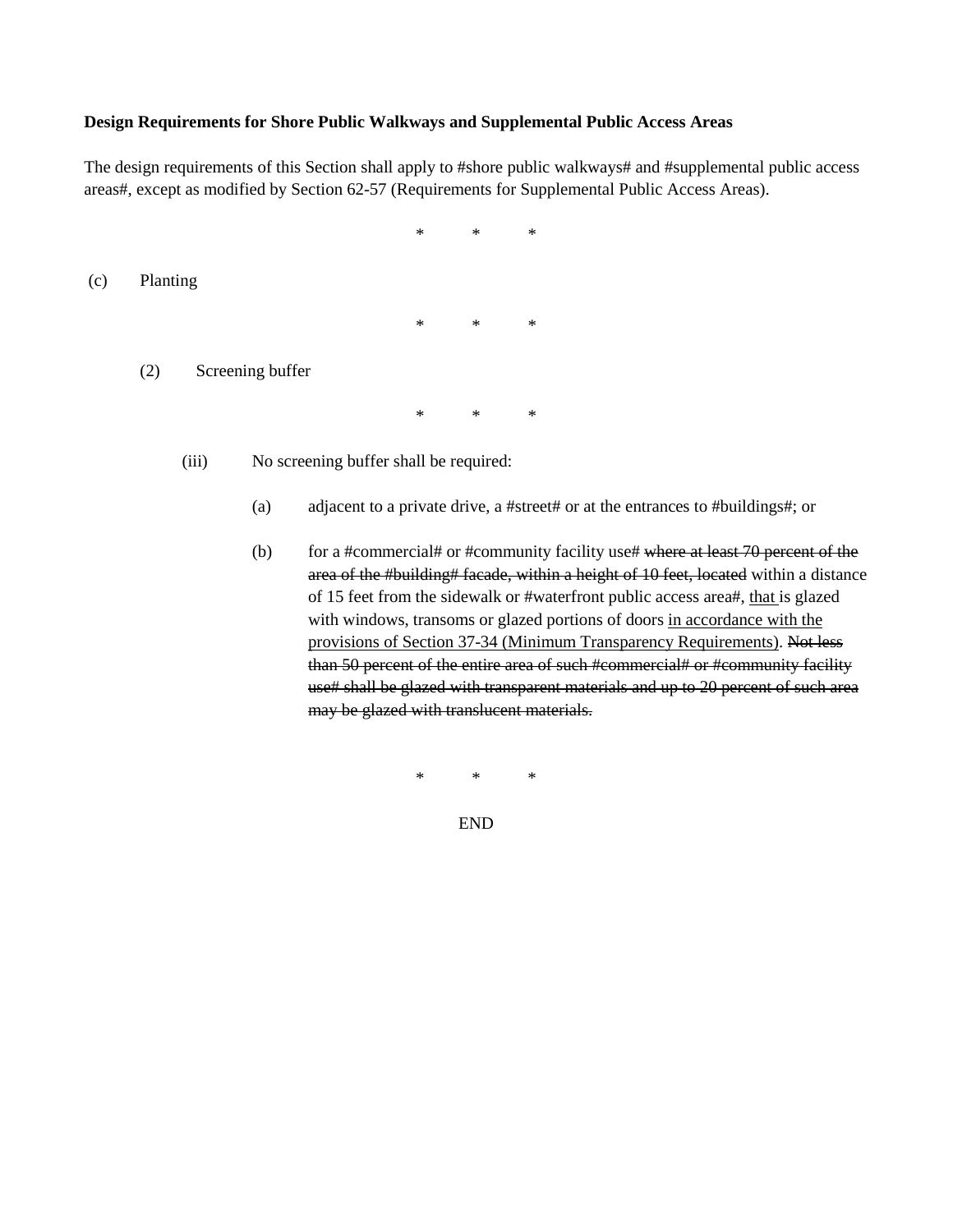**Design Requirements for Shore Public Walkways and Supplemental Public Access Areas**

The design requirements of this Section shall apply to #shore public walkways# and #supplemental public access areas#, except as modified by Section 62-57 (Requirements for Supplemental Public Access Areas).

\*     \*     \*

(c) Planting

\*     \*     \*

(2) Screening buffer

\*     \*     \*

(iii) No screening buffer shall be required:

(a) adjacent to a private drive, a #street# or at the entrances to #buildings#; or

(b) for a #commercial# or #community facility use# ~~where at least 70 percent of the area of the #building# facade, within a height of 10 feet, located~~ within a distance of 15 feet from the sidewalk or #waterfront public access area#, <u>that </u>is glazed with windows, transoms or glazed portions of doors <u>in accordance with the provisions of Section 37-34 (Minimum Transparency Requirements)</u>. ~~Not less than 50 percent of the entire area of such #commercial# or #community facility use# shall be glazed with transparent materials and up to 20 percent of such area may be glazed with translucent materials.~~

\*     \*     \*

END